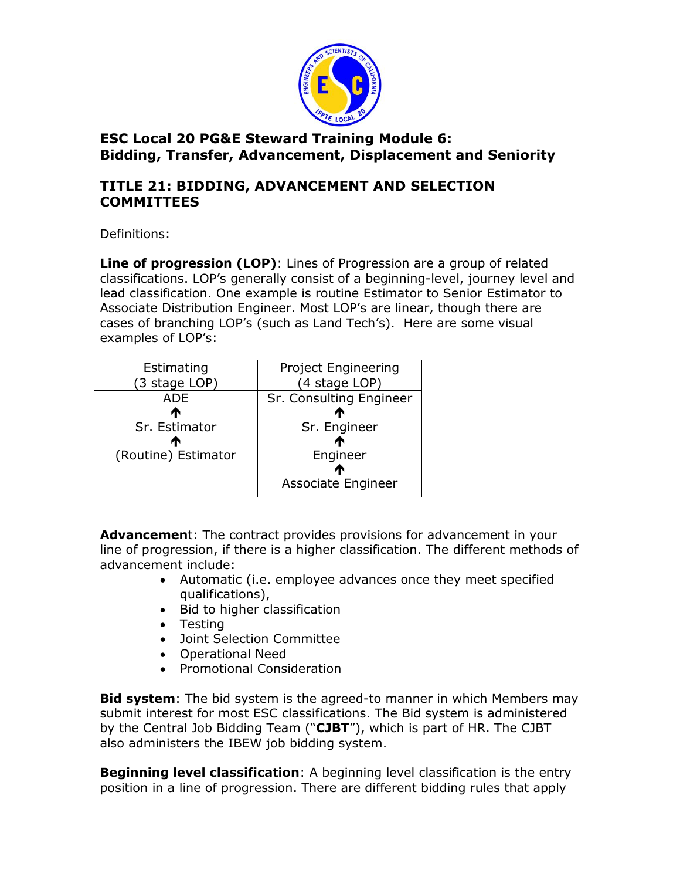# ESC Local 20 PG&E Steward Training Module 6: Bidding, Transfer, Advancement, Displacement and Seniority

## TITLE 21: BIDDING, ADVANCEMENT AND SELECTION COMMITTEES

Definitions:

**Line of progression (LOP)**: Lines of Progression are a group of related classifications. LOP's generally consist of a beginning-level, journey level and lead classification. One example is routine Estimator to Senior Estimator to Associate Distribution Engineer. Most LOP's are linear, though there are cases of branching LOP's (such as Land Tech's). Here are some visual examples of LOP's:

| Estimating (3 stage LOP) | Project Engineering (4 stage LOP) |
|---|---|
| ADE<br>↑<br>Sr. Estimator<br>↑<br>(Routine) Estimator | Sr. Consulting Engineer<br>↑<br>Sr. Engineer<br>↑<br>Engineer<br>↑<br>Associate Engineer |

**Advancement**: The contract provides provisions for advancement in your line of progression, if there is a higher classification. The different methods of advancement include:

- Automatic (i.e. employee advances once they meet specified qualifications),
- Bid to higher classification
- Testing
- Joint Selection Committee
- Operational Need
- Promotional Consideration

**Bid system**: The bid system is the agreed-to manner in which Members may submit interest for most ESC classifications. The Bid system is administered by the Central Job Bidding Team ("**CJBT**"), which is part of HR. The CJBT also administers the IBEW job bidding system.

**Beginning level classification**: A beginning level classification is the entry position in a line of progression. There are different bidding rules that apply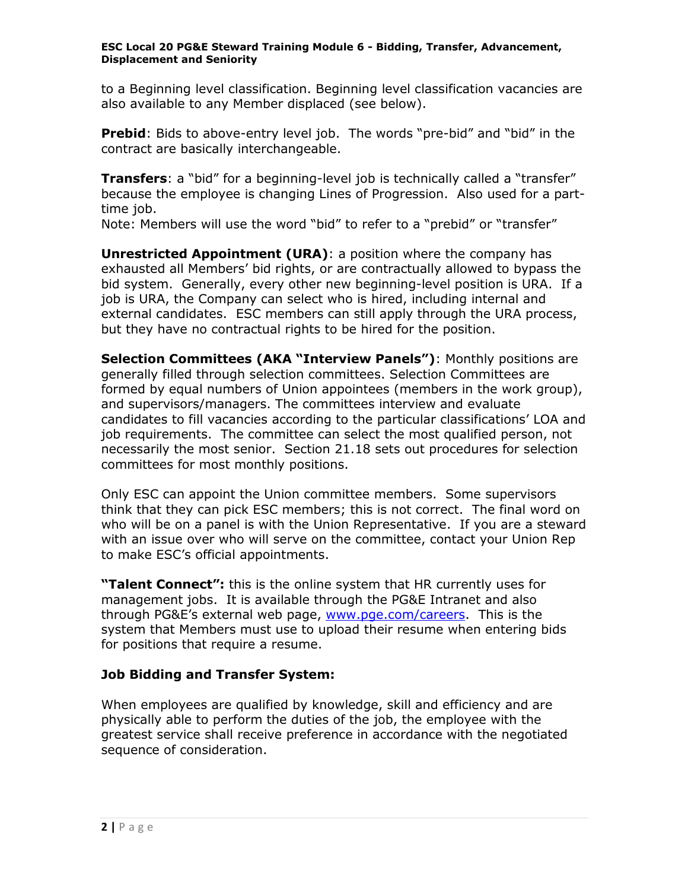to a Beginning level classification. Beginning level classification vacancies are also available to any Member displaced (see below).

**Prebid**: Bids to above-entry level job. The words "pre-bid" and "bid" in the contract are basically interchangeable.

**Transfers**: a "bid" for a beginning-level job is technically called a "transfer" because the employee is changing Lines of Progression. Also used for a part-time job.
Note: Members will use the word "bid" to refer to a "prebid" or "transfer"

**Unrestricted Appointment (URA)**: a position where the company has exhausted all Members' bid rights, or are contractually allowed to bypass the bid system. Generally, every other new beginning-level position is URA. If a job is URA, the Company can select who is hired, including internal and external candidates. ESC members can still apply through the URA process, but they have no contractual rights to be hired for the position.

**Selection Committees (AKA "Interview Panels")**: Monthly positions are generally filled through selection committees. Selection Committees are formed by equal numbers of Union appointees (members in the work group), and supervisors/managers. The committees interview and evaluate candidates to fill vacancies according to the particular classifications' LOA and job requirements. The committee can select the most qualified person, not necessarily the most senior. Section 21.18 sets out procedures for selection committees for most monthly positions.

Only ESC can appoint the Union committee members. Some supervisors think that they can pick ESC members; this is not correct. The final word on who will be on a panel is with the Union Representative. If you are a steward with an issue over who will serve on the committee, contact your Union Rep to make ESC's official appointments.

**"Talent Connect":** this is the online system that HR currently uses for management jobs. It is available through the PG&E Intranet and also through PG&E's external web page, [www.pge.com/careers](www.pge.com/careers). This is the system that Members must use to upload their resume when entering bids for positions that require a resume.

### Job Bidding and Transfer System:

When employees are qualified by knowledge, skill and efficiency and are physically able to perform the duties of the job, the employee with the greatest service shall receive preference in accordance with the negotiated sequence of consideration.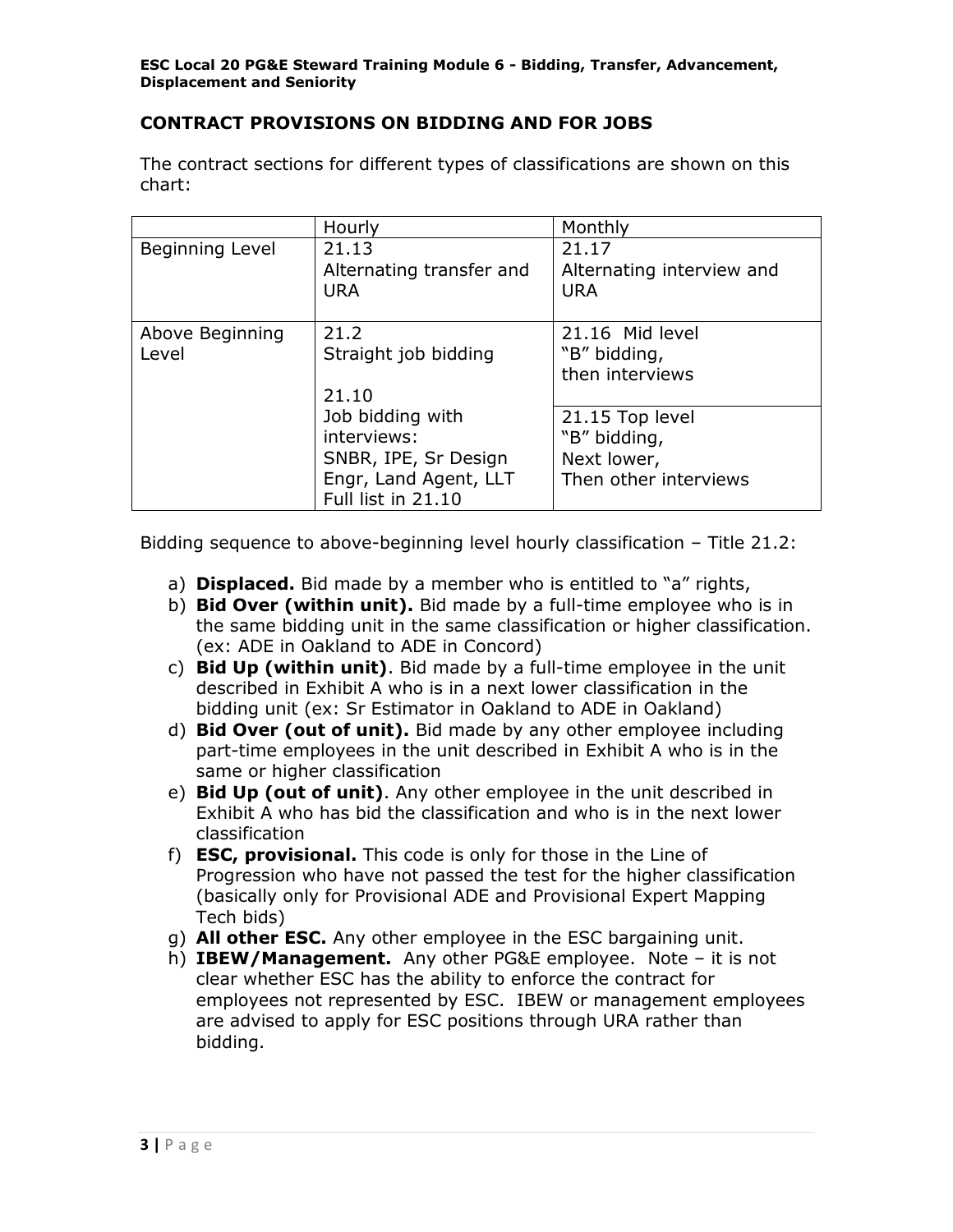## CONTRACT PROVISIONS ON BIDDING AND FOR JOBS

The contract sections for different types of classifications are shown on this chart:

| | Hourly | Monthly |
|---|---|---|
| Beginning Level | 21.13<br>Alternating transfer and URA | 21.17<br>Alternating interview and URA |
| Above Beginning Level | 21.2<br>Straight job bidding<br><br>21.10<br>Job bidding with interviews:<br>SNBR, IPE, Sr Design Engr, Land Agent, LLT<br>Full list in 21.10 | 21.16 Mid level<br>"B" bidding,<br>then interviews |
| | | 21.15 Top level<br>"B" bidding,<br>Next lower,<br>Then other interviews |

Bidding sequence to above-beginning level hourly classification – Title 21.2:

a) **Displaced.** Bid made by a member who is entitled to "a" rights,
b) **Bid Over (within unit).** Bid made by a full-time employee who is in the same bidding unit in the same classification or higher classification. (ex: ADE in Oakland to ADE in Concord)
c) **Bid Up (within unit)**. Bid made by a full-time employee in the unit described in Exhibit A who is in a next lower classification in the bidding unit (ex: Sr Estimator in Oakland to ADE in Oakland)
d) **Bid Over (out of unit).** Bid made by any other employee including part-time employees in the unit described in Exhibit A who is in the same or higher classification
e) **Bid Up (out of unit)**. Any other employee in the unit described in Exhibit A who has bid the classification and who is in the next lower classification
f) **ESC, provisional.** This code is only for those in the Line of Progression who have not passed the test for the higher classification (basically only for Provisional ADE and Provisional Expert Mapping Tech bids)
g) **All other ESC.** Any other employee in the ESC bargaining unit.
h) **IBEW/Management.** Any other PG&E employee. Note – it is not clear whether ESC has the ability to enforce the contract for employees not represented by ESC. IBEW or management employees are advised to apply for ESC positions through URA rather than bidding.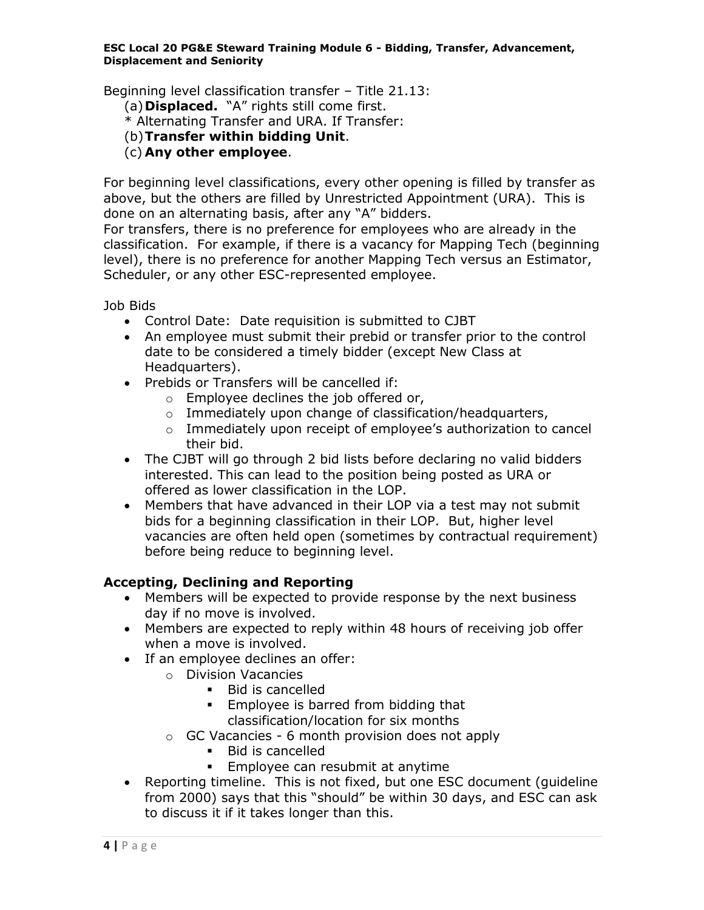Beginning level classification transfer – Title 21.13:

(a) **Displaced.** "A" rights still come first.
* Alternating Transfer and URA. If Transfer:
(b) **Transfer within bidding Unit**.
(c) **Any other employee**.

For beginning level classifications, every other opening is filled by transfer as above, but the others are filled by Unrestricted Appointment (URA). This is done on an alternating basis, after any "A" bidders.
For transfers, there is no preference for employees who are already in the classification. For example, if there is a vacancy for Mapping Tech (beginning level), there is no preference for another Mapping Tech versus an Estimator, Scheduler, or any other ESC-represented employee.

Job Bids

- Control Date: Date requisition is submitted to CJBT
- An employee must submit their prebid or transfer prior to the control date to be considered a timely bidder (except New Class at Headquarters).
- Prebids or Transfers will be cancelled if:
    - Employee declines the job offered or,
    - Immediately upon change of classification/headquarters,
    - Immediately upon receipt of employee's authorization to cancel their bid.
- The CJBT will go through 2 bid lists before declaring no valid bidders interested. This can lead to the position being posted as URA or offered as lower classification in the LOP.
- Members that have advanced in their LOP via a test may not submit bids for a beginning classification in their LOP. But, higher level vacancies are often held open (sometimes by contractual requirement) before being reduce to beginning level.

## Accepting, Declining and Reporting

- Members will be expected to provide response by the next business day if no move is involved.
- Members are expected to reply within 48 hours of receiving job offer when a move is involved.
- If an employee declines an offer:
    - Division Vacancies
        - Bid is cancelled
        - Employee is barred from bidding that classification/location for six months
    - GC Vacancies - 6 month provision does not apply
        - Bid is cancelled
        - Employee can resubmit at anytime
- Reporting timeline. This is not fixed, but one ESC document (guideline from 2000) says that this "should" be within 30 days, and ESC can ask to discuss it if it takes longer than this.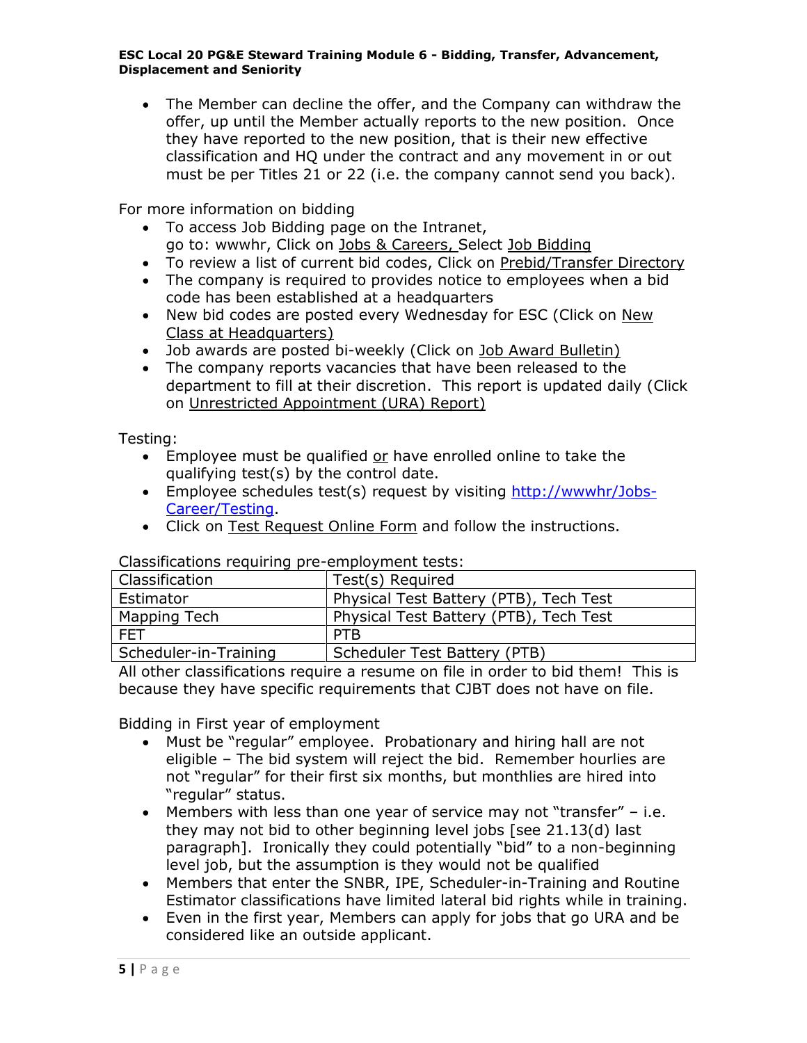- The Member can decline the offer, and the Company can withdraw the offer, up until the Member actually reports to the new position. Once they have reported to the new position, that is their new effective classification and HQ under the contract and any movement in or out must be per Titles 21 or 22 (i.e. the company cannot send you back).

For more information on bidding

- To access Job Bidding page on the Intranet, go to: wwwhr, Click on Jobs & Careers, Select Job Bidding
- To review a list of current bid codes, Click on Prebid/Transfer Directory
- The company is required to provides notice to employees when a bid code has been established at a headquarters
- New bid codes are posted every Wednesday for ESC (Click on New Class at Headquarters)
- Job awards are posted bi-weekly (Click on Job Award Bulletin)
- The company reports vacancies that have been released to the department to fill at their discretion. This report is updated daily (Click on Unrestricted Appointment (URA) Report)

Testing:

- Employee must be qualified or have enrolled online to take the qualifying test(s) by the control date.
- Employee schedules test(s) request by visiting [http://wwwhr/Jobs-Career/Testing](http://wwwhr/Jobs-Career/Testing).
- Click on Test Request Online Form and follow the instructions.

Classifications requiring pre-employment tests:

| Classification | Test(s) Required |
|---|---|
| Estimator | Physical Test Battery (PTB), Tech Test |
| Mapping Tech | Physical Test Battery (PTB), Tech Test |
| FET | PTB |
| Scheduler-in-Training | Scheduler Test Battery (PTB) |

All other classifications require a resume on file in order to bid them! This is because they have specific requirements that CJBT does not have on file.

Bidding in First year of employment

- Must be "regular" employee. Probationary and hiring hall are not eligible – The bid system will reject the bid. Remember hourlies are not "regular" for their first six months, but monthlies are hired into "regular" status.
- Members with less than one year of service may not "transfer" – i.e. they may not bid to other beginning level jobs [see 21.13(d) last paragraph]. Ironically they could potentially "bid" to a non-beginning level job, but the assumption is they would not be qualified
- Members that enter the SNBR, IPE, Scheduler-in-Training and Routine Estimator classifications have limited lateral bid rights while in training.
- Even in the first year, Members can apply for jobs that go URA and be considered like an outside applicant.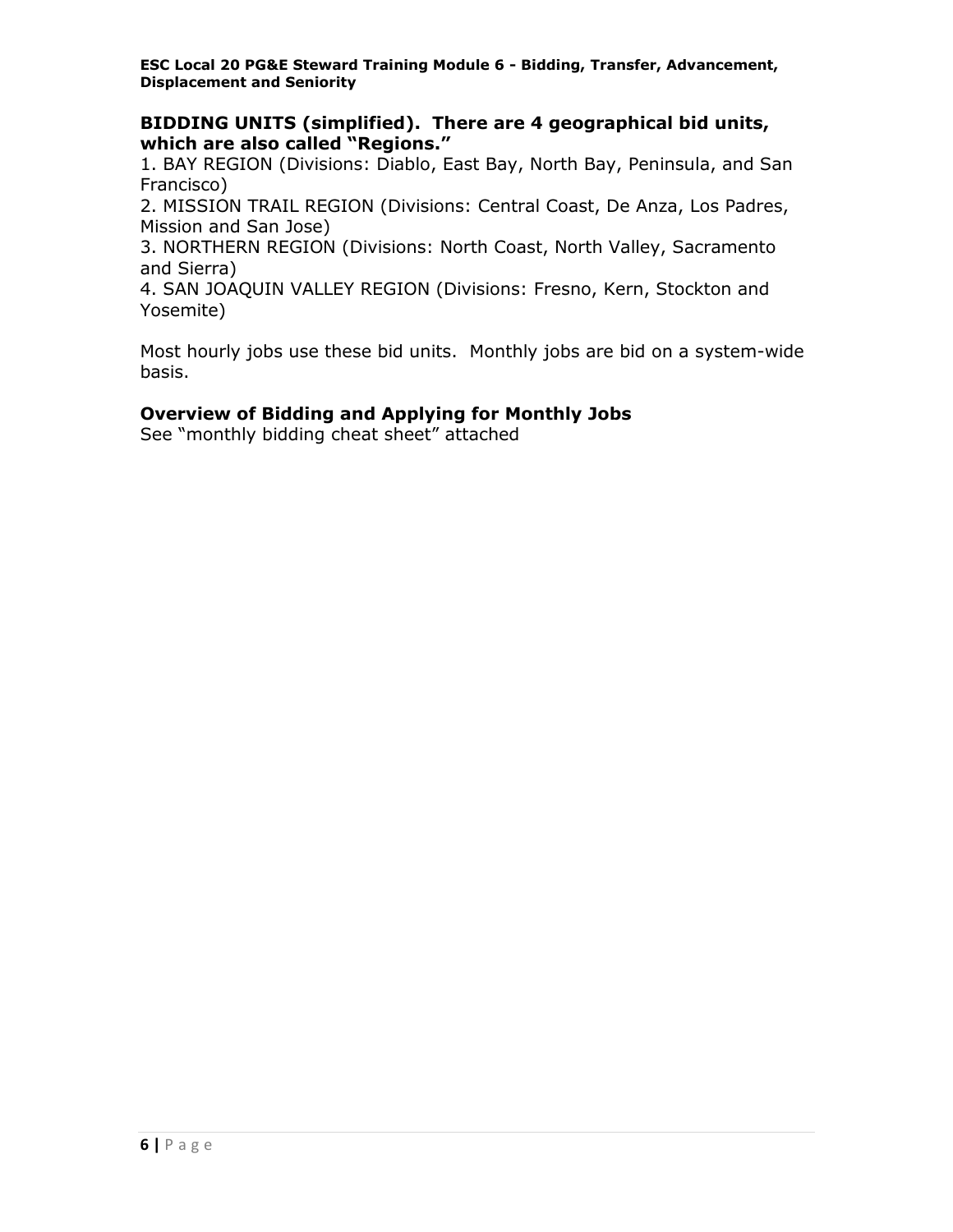## BIDDING UNITS (simplified). There are 4 geographical bid units, which are also called "Regions."

1. BAY REGION (Divisions: Diablo, East Bay, North Bay, Peninsula, and San Francisco)
2. MISSION TRAIL REGION (Divisions: Central Coast, De Anza, Los Padres, Mission and San Jose)
3. NORTHERN REGION (Divisions: North Coast, North Valley, Sacramento and Sierra)
4. SAN JOAQUIN VALLEY REGION (Divisions: Fresno, Kern, Stockton and Yosemite)

Most hourly jobs use these bid units. Monthly jobs are bid on a system-wide basis.

## Overview of Bidding and Applying for Monthly Jobs

See "monthly bidding cheat sheet" attached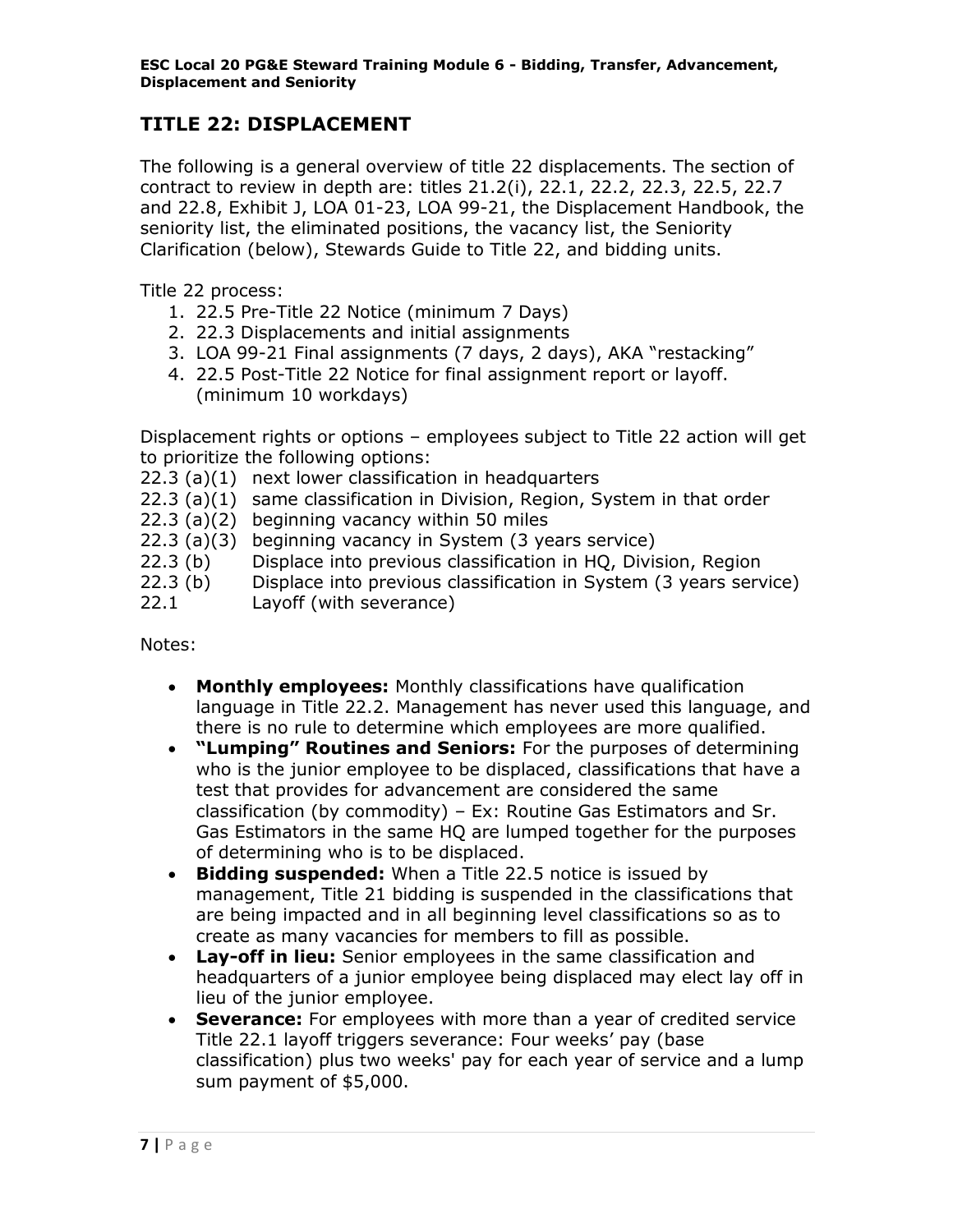## TITLE 22: DISPLACEMENT

The following is a general overview of title 22 displacements. The section of contract to review in depth are: titles 21.2(i), 22.1, 22.2, 22.3, 22.5, 22.7 and 22.8, Exhibit J, LOA 01-23, LOA 99-21, the Displacement Handbook, the seniority list, the eliminated positions, the vacancy list, the Seniority Clarification (below), Stewards Guide to Title 22, and bidding units.

Title 22 process:

1. 22.5 Pre-Title 22 Notice (minimum 7 Days)
2. 22.3 Displacements and initial assignments
3. LOA 99-21 Final assignments (7 days, 2 days), AKA "restacking"
4. 22.5 Post-Title 22 Notice for final assignment report or layoff. (minimum 10 workdays)

Displacement rights or options – employees subject to Title 22 action will get to prioritize the following options:

22.3 (a)(1) next lower classification in headquarters
22.3 (a)(1) same classification in Division, Region, System in that order
22.3 (a)(2) beginning vacancy within 50 miles
22.3 (a)(3) beginning vacancy in System (3 years service)
22.3 (b) Displace into previous classification in HQ, Division, Region
22.3 (b) Displace into previous classification in System (3 years service)
22.1 Layoff (with severance)

Notes:

- **Monthly employees:** Monthly classifications have qualification language in Title 22.2. Management has never used this language, and there is no rule to determine which employees are more qualified.
- **"Lumping" Routines and Seniors:** For the purposes of determining who is the junior employee to be displaced, classifications that have a test that provides for advancement are considered the same classification (by commodity) – Ex: Routine Gas Estimators and Sr. Gas Estimators in the same HQ are lumped together for the purposes of determining who is to be displaced.
- **Bidding suspended:** When a Title 22.5 notice is issued by management, Title 21 bidding is suspended in the classifications that are being impacted and in all beginning level classifications so as to create as many vacancies for members to fill as possible.
- **Lay-off in lieu:** Senior employees in the same classification and headquarters of a junior employee being displaced may elect lay off in lieu of the junior employee.
- **Severance:** For employees with more than a year of credited service Title 22.1 layoff triggers severance: Four weeks' pay (base classification) plus two weeks' pay for each year of service and a lump sum payment of $5,000.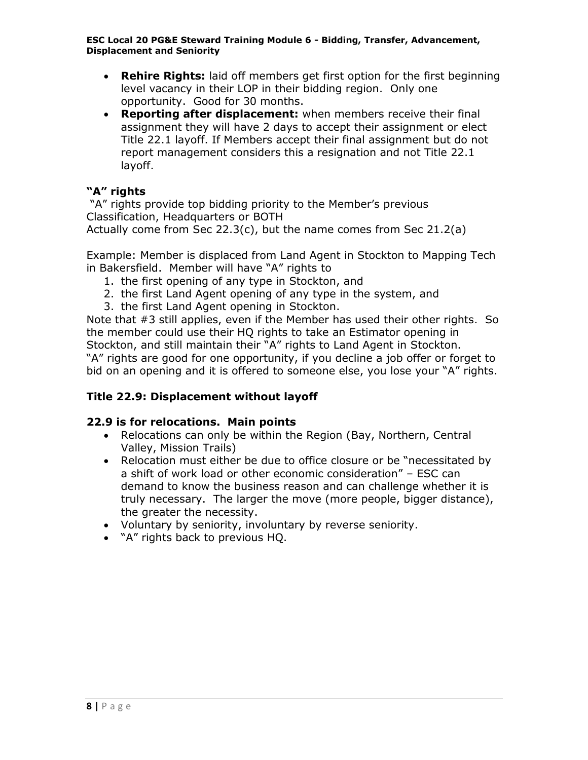- **Rehire Rights:** laid off members get first option for the first beginning level vacancy in their LOP in their bidding region. Only one opportunity. Good for 30 months.
- **Reporting after displacement:** when members receive their final assignment they will have 2 days to accept their assignment or elect Title 22.1 layoff. If Members accept their final assignment but do not report management considers this a resignation and not Title 22.1 layoff.

### "A" rights

"A" rights provide top bidding priority to the Member's previous Classification, Headquarters or BOTH
Actually come from Sec 22.3(c), but the name comes from Sec 21.2(a)

Example: Member is displaced from Land Agent in Stockton to Mapping Tech in Bakersfield. Member will have "A" rights to

1. the first opening of any type in Stockton, and
2. the first Land Agent opening of any type in the system, and
3. the first Land Agent opening in Stockton.

Note that #3 still applies, even if the Member has used their other rights. So the member could use their HQ rights to take an Estimator opening in Stockton, and still maintain their "A" rights to Land Agent in Stockton.
"A" rights are good for one opportunity, if you decline a job offer or forget to bid on an opening and it is offered to someone else, you lose your "A" rights.

### Title 22.9: Displacement without layoff

### 22.9 is for relocations. Main points

- Relocations can only be within the Region (Bay, Northern, Central Valley, Mission Trails)
- Relocation must either be due to office closure or be "necessitated by a shift of work load or other economic consideration" – ESC can demand to know the business reason and can challenge whether it is truly necessary. The larger the move (more people, bigger distance), the greater the necessity.
- Voluntary by seniority, involuntary by reverse seniority.
- "A" rights back to previous HQ.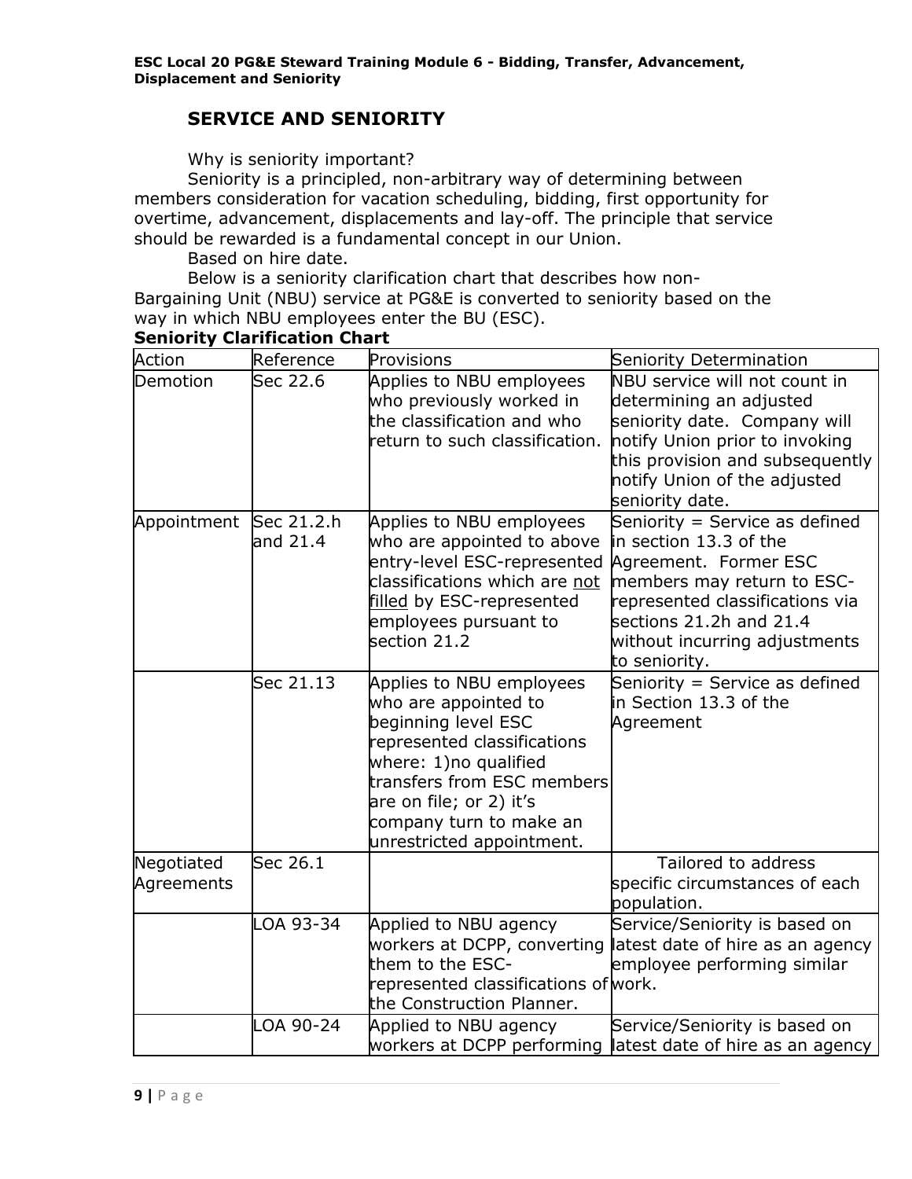## SERVICE AND SENIORITY

Why is seniority important?

Seniority is a principled, non-arbitrary way of determining between members consideration for vacation scheduling, bidding, first opportunity for overtime, advancement, displacements and lay-off. The principle that service should be rewarded is a fundamental concept in our Union.

Based on hire date.

Below is a seniority clarification chart that describes how non-Bargaining Unit (NBU) service at PG&E is converted to seniority based on the way in which NBU employees enter the BU (ESC).

**Seniority Clarification Chart**

| Action | Reference | Provisions | Seniority Determination |
|---|---|---|---|
| Demotion | Sec 22.6 | Applies to NBU employees who previously worked in the classification and who return to such classification. | NBU service will not count in determining an adjusted seniority date. Company will notify Union prior to invoking this provision and subsequently notify Union of the adjusted seniority date. |
| Appointment | Sec 21.2.h and 21.4 | Applies to NBU employees who are appointed to above entry-level ESC-represented classifications which are <u>not filled</u> by ESC-represented employees pursuant to section 21.2 | Seniority = Service as defined in section 13.3 of the Agreement. Former ESC members may return to ESC-represented classifications via sections 21.2h and 21.4 without incurring adjustments to seniority. |
| | Sec 21.13 | Applies to NBU employees who are appointed to beginning level ESC represented classifications where: 1)no qualified transfers from ESC members are on file; or 2) it's company turn to make an unrestricted appointment. | Seniority = Service as defined in Section 13.3 of the Agreement |
| Negotiated Agreements | Sec 26.1 | | Tailored to address specific circumstances of each population. |
| | LOA 93-34 | Applied to NBU agency workers at DCPP, converting them to the ESC-represented classifications of the Construction Planner. | Service/Seniority is based on latest date of hire as an agency employee performing similar work. |
| | LOA 90-24 | Applied to NBU agency workers at DCPP performing | Service/Seniority is based on latest date of hire as an agency |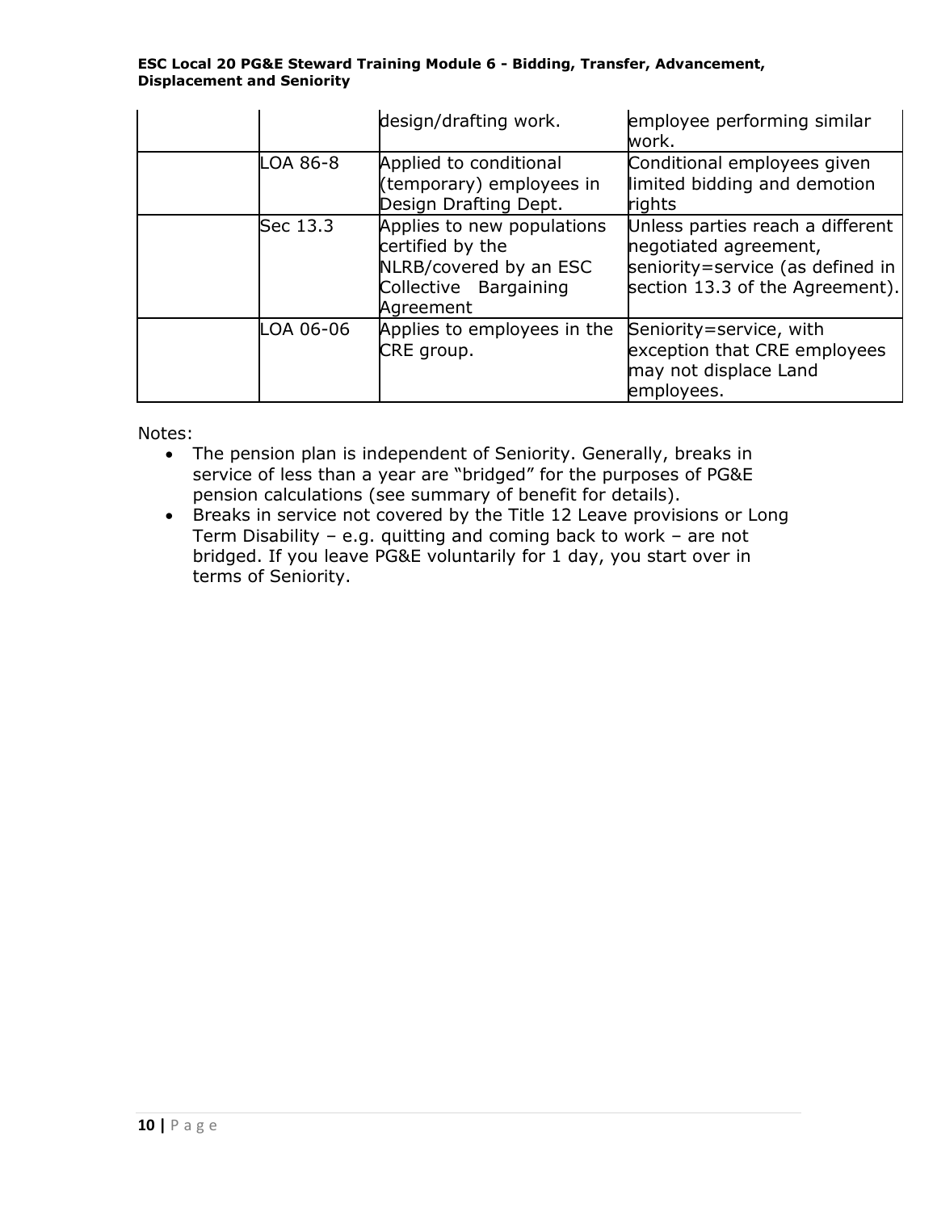| | | | |
|---|---|---|---|
| | | design/drafting work. | employee performing similar work. |
| | LOA 86-8 | Applied to conditional (temporary) employees in Design Drafting Dept. | Conditional employees given limited bidding and demotion rights |
| | Sec 13.3 | Applies to new populations certified by the NLRB/covered by an ESC Collective Bargaining Agreement | Unless parties reach a different negotiated agreement, seniority=service (as defined in section 13.3 of the Agreement). |
| | LOA 06-06 | Applies to employees in the CRE group. | Seniority=service, with exception that CRE employees may not displace Land employees. |

Notes:

- The pension plan is independent of Seniority. Generally, breaks in service of less than a year are "bridged" for the purposes of PG&E pension calculations (see summary of benefit for details).
- Breaks in service not covered by the Title 12 Leave provisions or Long Term Disability – e.g. quitting and coming back to work – are not bridged. If you leave PG&E voluntarily for 1 day, you start over in terms of Seniority.